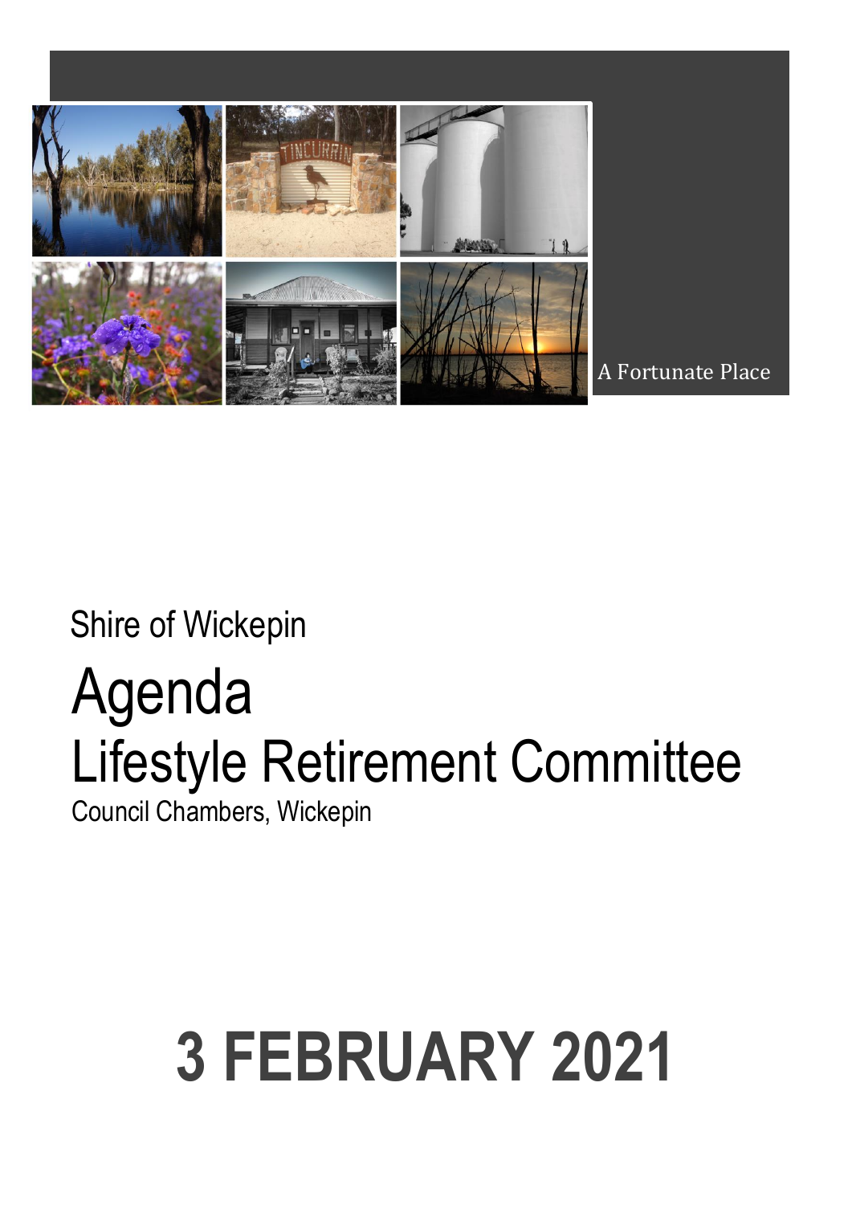A Fortunate Place

Shire of Wickepin

# Agenda

# Lifestyle Retirement Committee

Council Chambers, Wickepin

# 3 FEBRUARY 2021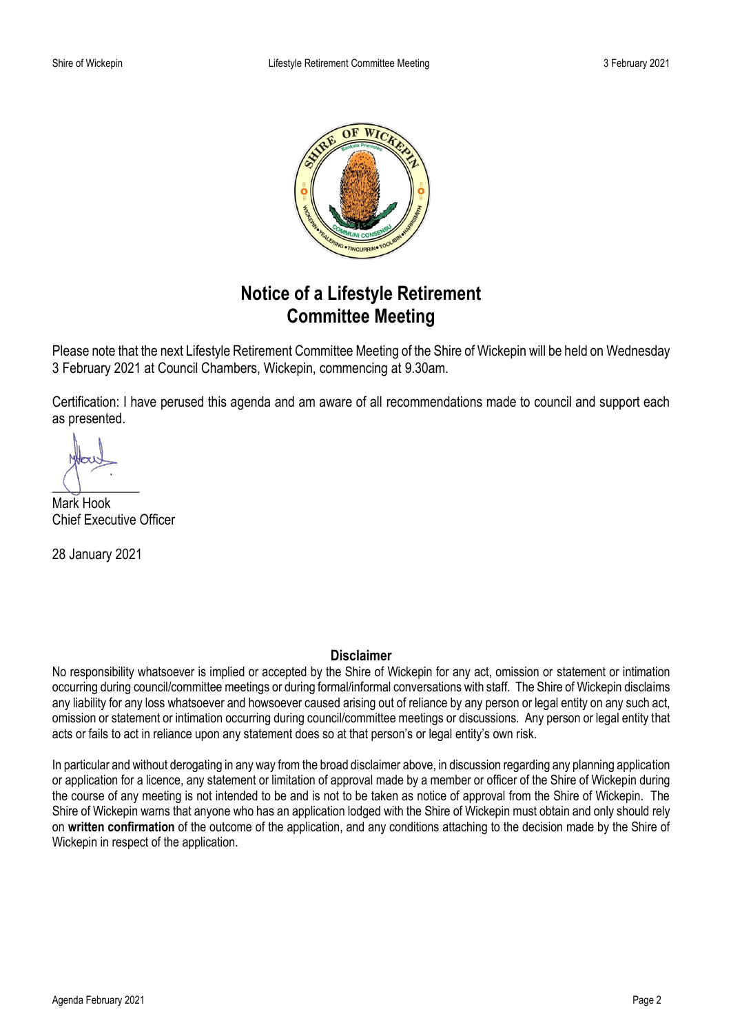# Notice of a Lifestyle Retirement Committee Meeting

Please note that the next Lifestyle Retirement Committee Meeting of the Shire of Wickepin will be held on Wednesday 3 February 2021 at Council Chambers, Wickepin, commencing at 9.30am.

Certification: I have perused this agenda and am aware of all recommendations made to council and support each as presented.

Mark Hook
Chief Executive Officer

28 January 2021

## Disclaimer

No responsibility whatsoever is implied or accepted by the Shire of Wickepin for any act, omission or statement or intimation occurring during council/committee meetings or during formal/informal conversations with staff. The Shire of Wickepin disclaims any liability for any loss whatsoever and howsoever caused arising out of reliance by any person or legal entity on any such act, omission or statement or intimation occurring during council/committee meetings or discussions. Any person or legal entity that acts or fails to act in reliance upon any statement does so at that person's or legal entity's own risk.

In particular and without derogating in any way from the broad disclaimer above, in discussion regarding any planning application or application for a licence, any statement or limitation of approval made by a member or officer of the Shire of Wickepin during the course of any meeting is not intended to be and is not to be taken as notice of approval from the Shire of Wickepin. The Shire of Wickepin warns that anyone who has an application lodged with the Shire of Wickepin must obtain and only should rely on **written confirmation** of the outcome of the application, and any conditions attaching to the decision made by the Shire of Wickepin in respect of the application.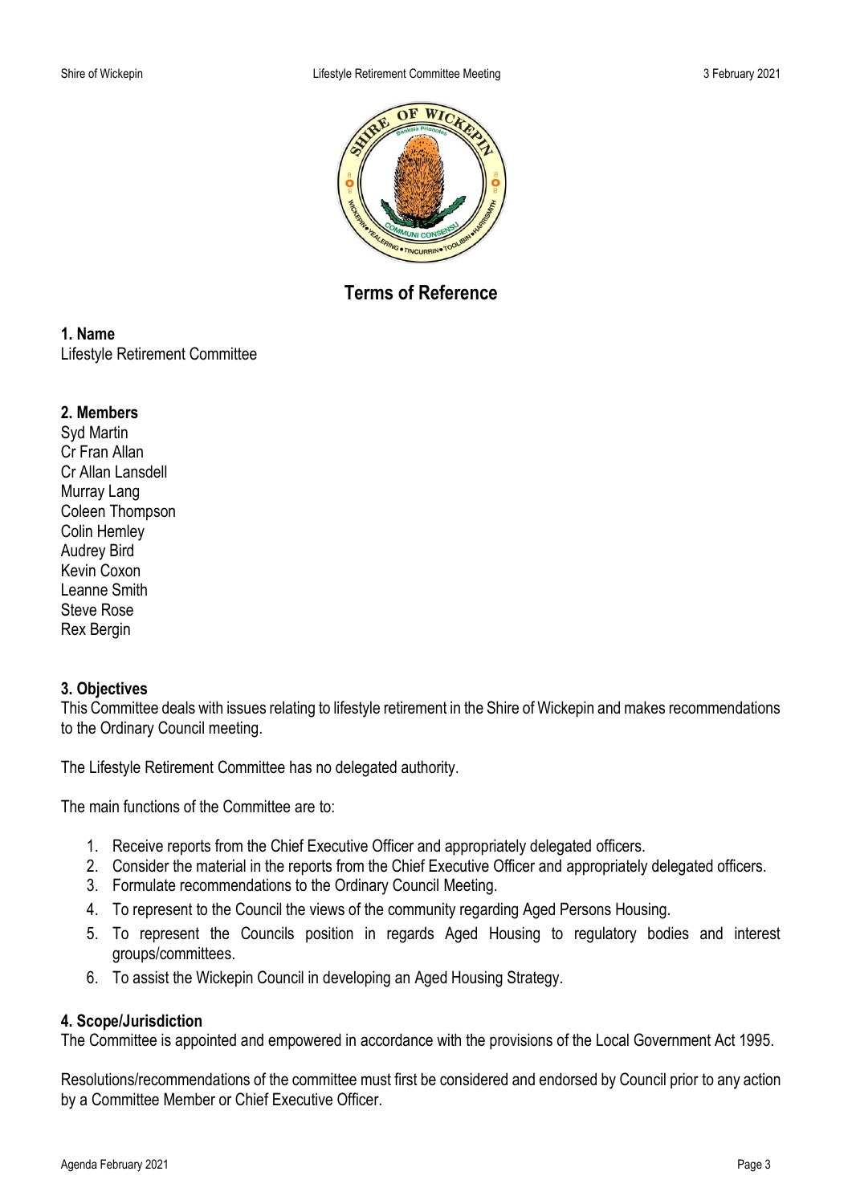# Terms of Reference

## 1. Name
Lifestyle Retirement Committee

## 2. Members
Syd Martin
Cr Fran Allan
Cr Allan Lansdell
Murray Lang
Coleen Thompson
Colin Hemley
Audrey Bird
Kevin Coxon
Leanne Smith
Steve Rose
Rex Bergin

## 3. Objectives
This Committee deals with issues relating to lifestyle retirement in the Shire of Wickepin and makes recommendations to the Ordinary Council meeting.

The Lifestyle Retirement Committee has no delegated authority.

The main functions of the Committee are to:

1. Receive reports from the Chief Executive Officer and appropriately delegated officers.
2. Consider the material in the reports from the Chief Executive Officer and appropriately delegated officers.
3. Formulate recommendations to the Ordinary Council Meeting.
4. To represent to the Council the views of the community regarding Aged Persons Housing.
5. To represent the Councils position in regards Aged Housing to regulatory bodies and interest groups/committees.
6. To assist the Wickepin Council in developing an Aged Housing Strategy.

## 4. Scope/Jurisdiction
The Committee is appointed and empowered in accordance with the provisions of the Local Government Act 1995.

Resolutions/recommendations of the committee must first be considered and endorsed by Council prior to any action by a Committee Member or Chief Executive Officer.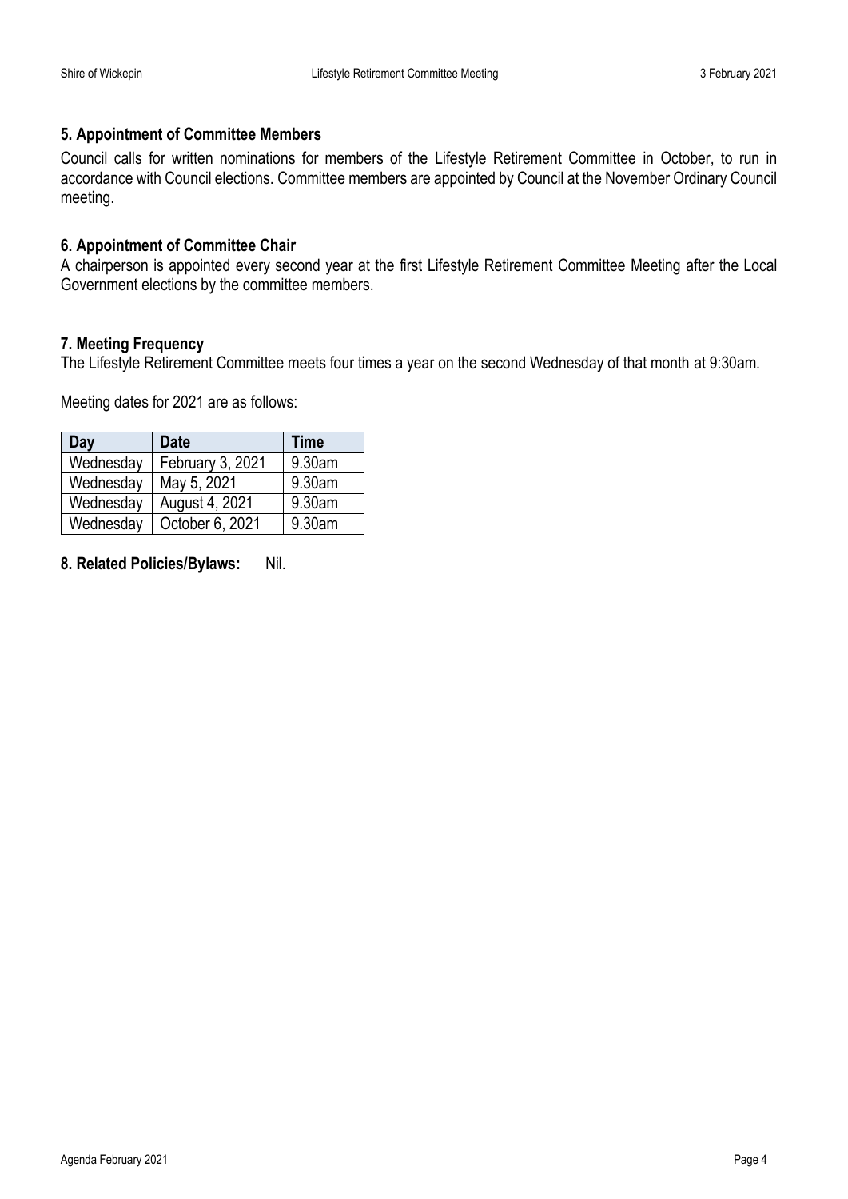### 5. Appointment of Committee Members

Council calls for written nominations for members of the Lifestyle Retirement Committee in October, to run in accordance with Council elections. Committee members are appointed by Council at the November Ordinary Council meeting.

### 6. Appointment of Committee Chair

A chairperson is appointed every second year at the first Lifestyle Retirement Committee Meeting after the Local Government elections by the committee members.

### 7. Meeting Frequency

The Lifestyle Retirement Committee meets four times a year on the second Wednesday of that month at 9:30am.

Meeting dates for 2021 are as follows:

| Day | Date | Time |
|---|---|---|
| Wednesday | February 3, 2021 | 9.30am |
| Wednesday | May 5, 2021 | 9.30am |
| Wednesday | August 4, 2021 | 9.30am |
| Wednesday | October 6, 2021 | 9.30am |

**8. Related Policies/Bylaws:** Nil.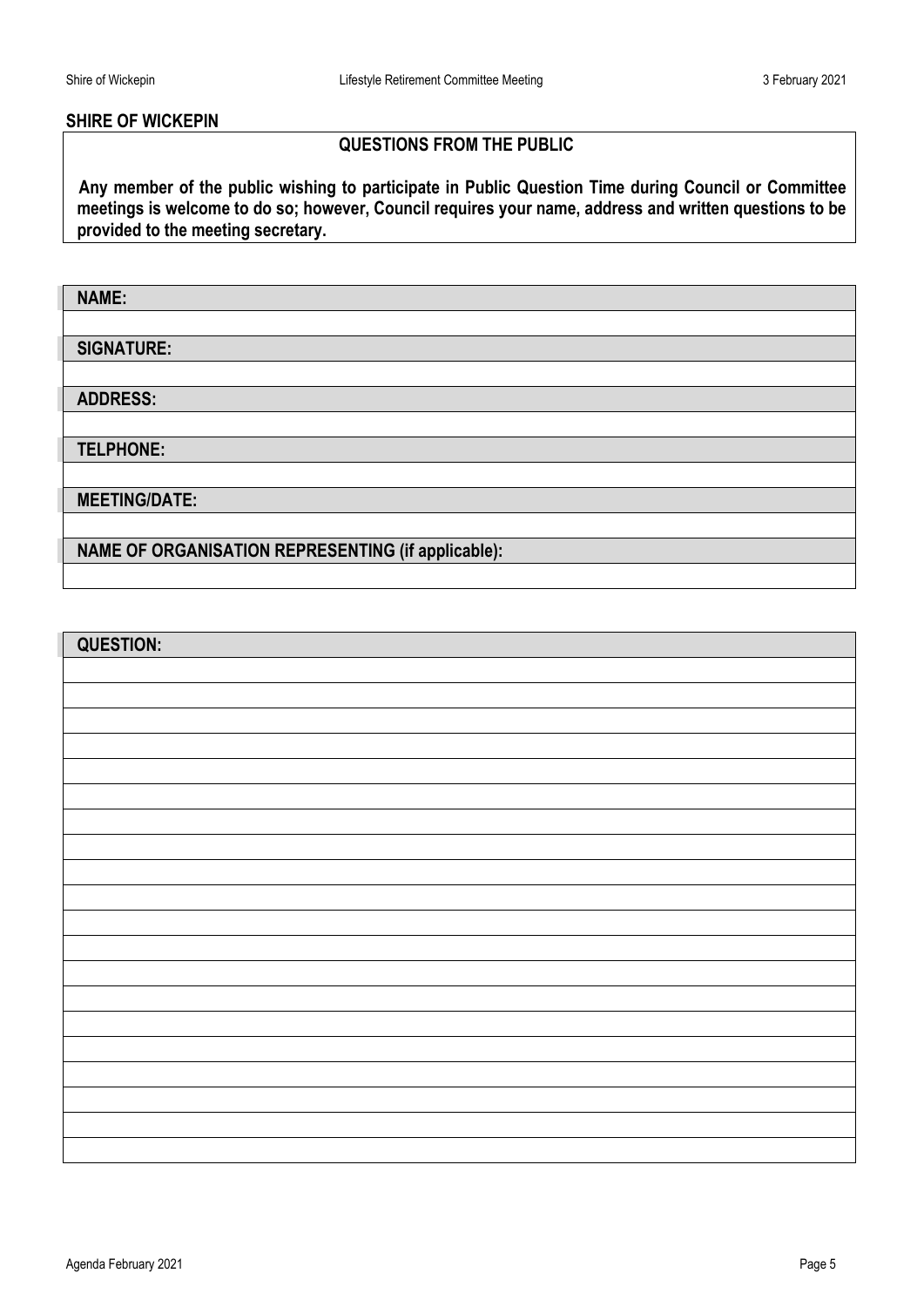**SHIRE OF WICKEPIN**

## QUESTIONS FROM THE PUBLIC

**Any member of the public wishing to participate in Public Question Time during Council or Committee meetings is welcome to do so; however, Council requires your name, address and written questions to be provided to the meeting secretary.**

| **NAME:** |
|---|
| |
| **SIGNATURE:** |
| |
| **ADDRESS:** |
| |
| **TELPHONE:** |
| |
| **MEETING/DATE:** |
| |
| **NAME OF ORGANISATION REPRESENTING (if applicable):** |
| |

| **QUESTION:** |
|---|
| |
| |
| |
| |
| |
| |
| |
| |
| |
| |
| |
| |
| |
| |
| |
| |
| |
| |
| |
| |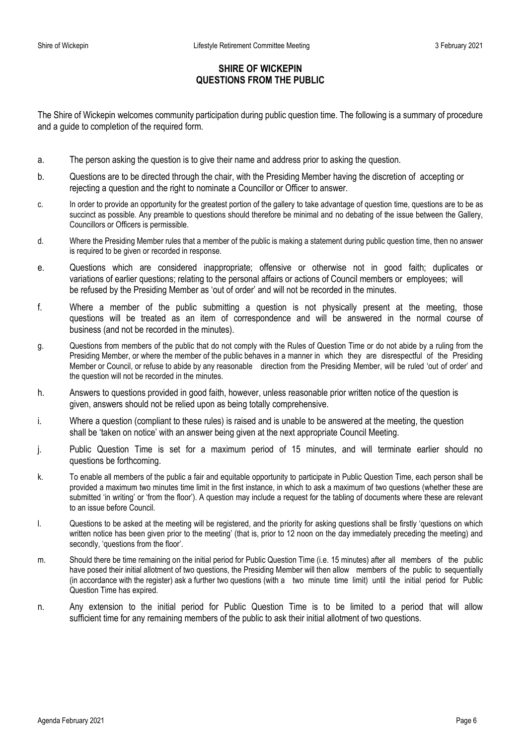# SHIRE OF WICKEPIN
## QUESTIONS FROM THE PUBLIC

The Shire of Wickepin welcomes community participation during public question time. The following is a summary of procedure and a guide to completion of the required form.

a. The person asking the question is to give their name and address prior to asking the question.

b. Questions are to be directed through the chair, with the Presiding Member having the discretion of accepting or rejecting a question and the right to nominate a Councillor or Officer to answer.

c. In order to provide an opportunity for the greatest portion of the gallery to take advantage of question time, questions are to be as succinct as possible. Any preamble to questions should therefore be minimal and no debating of the issue between the Gallery, Councillors or Officers is permissible.

d. Where the Presiding Member rules that a member of the public is making a statement during public question time, then no answer is required to be given or recorded in response.

e. Questions which are considered inappropriate; offensive or otherwise not in good faith; duplicates or variations of earlier questions; relating to the personal affairs or actions of Council members or employees; will be refused by the Presiding Member as 'out of order' and will not be recorded in the minutes.

f. Where a member of the public submitting a question is not physically present at the meeting, those questions will be treated as an item of correspondence and will be answered in the normal course of business (and not be recorded in the minutes).

g. Questions from members of the public that do not comply with the Rules of Question Time or do not abide by a ruling from the Presiding Member, or where the member of the public behaves in a manner in which they are disrespectful of the Presiding Member or Council, or refuse to abide by any reasonable direction from the Presiding Member, will be ruled 'out of order' and the question will not be recorded in the minutes.

h. Answers to questions provided in good faith, however, unless reasonable prior written notice of the question is given, answers should not be relied upon as being totally comprehensive.

i. Where a question (compliant to these rules) is raised and is unable to be answered at the meeting, the question shall be 'taken on notice' with an answer being given at the next appropriate Council Meeting.

j. Public Question Time is set for a maximum period of 15 minutes, and will terminate earlier should no questions be forthcoming.

k. To enable all members of the public a fair and equitable opportunity to participate in Public Question Time, each person shall be provided a maximum two minutes time limit in the first instance, in which to ask a maximum of two questions (whether these are submitted 'in writing' or 'from the floor'). A question may include a request for the tabling of documents where these are relevant to an issue before Council.

l. Questions to be asked at the meeting will be registered, and the priority for asking questions shall be firstly 'questions on which written notice has been given prior to the meeting' (that is, prior to 12 noon on the day immediately preceding the meeting) and secondly, 'questions from the floor'.

m. Should there be time remaining on the initial period for Public Question Time (i.e. 15 minutes) after all members of the public have posed their initial allotment of two questions, the Presiding Member will then allow members of the public to sequentially (in accordance with the register) ask a further two questions (with a two minute time limit) until the initial period for Public Question Time has expired.

n. Any extension to the initial period for Public Question Time is to be limited to a period that will allow sufficient time for any remaining members of the public to ask their initial allotment of two questions.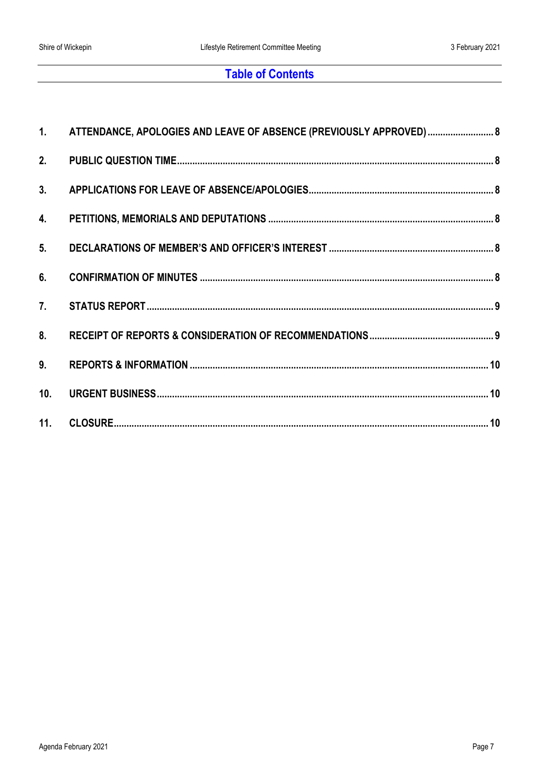## Table of Contents

| | | |
|---|---|---|
| 1. | ATTENDANCE, APOLOGIES AND LEAVE OF ABSENCE (PREVIOUSLY APPROVED) | 8 |
| 2. | PUBLIC QUESTION TIME | 8 |
| 3. | APPLICATIONS FOR LEAVE OF ABSENCE/APOLOGIES | 8 |
| 4. | PETITIONS, MEMORIALS AND DEPUTATIONS | 8 |
| 5. | DECLARATIONS OF MEMBER'S AND OFFICER'S INTEREST | 8 |
| 6. | CONFIRMATION OF MINUTES | 8 |
| 7. | STATUS REPORT | 9 |
| 8. | RECEIPT OF REPORTS & CONSIDERATION OF RECOMMENDATIONS | 9 |
| 9. | REPORTS & INFORMATION | 10 |
| 10. | URGENT BUSINESS | 10 |
| 11. | CLOSURE | 10 |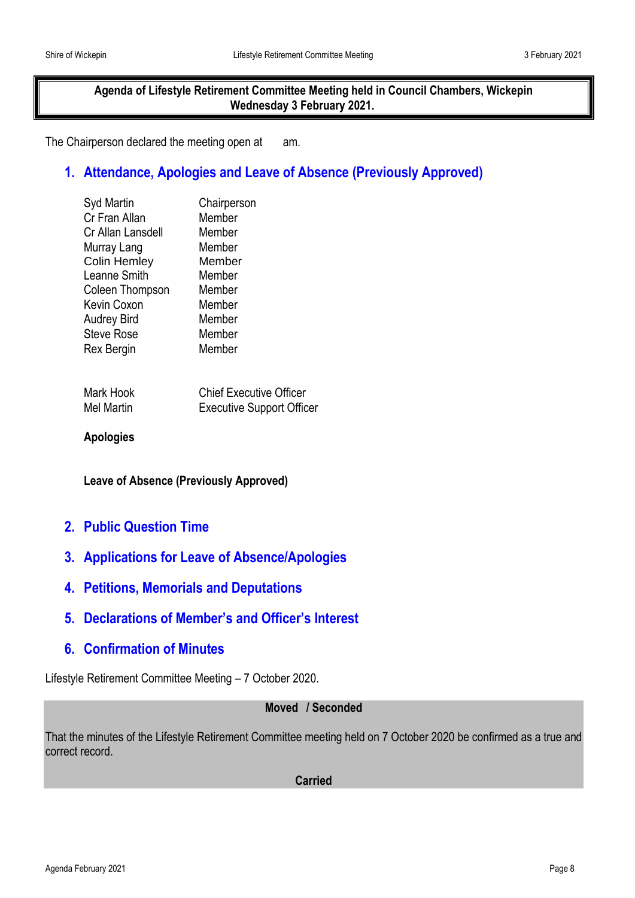**Agenda of Lifestyle Retirement Committee Meeting held in Council Chambers, Wickepin Wednesday 3 February 2021.**

The Chairperson declared the meeting open at am.

## 1. Attendance, Apologies and Leave of Absence (Previously Approved)

| | |
|---|---|
| Syd Martin | Chairperson |
| Cr Fran Allan | Member |
| Cr Allan Lansdell | Member |
| Murray Lang | Member |
| Colin Hemley | Member |
| Leanne Smith | Member |
| Coleen Thompson | Member |
| Kevin Coxon | Member |
| Audrey Bird | Member |
| Steve Rose | Member |
| Rex Bergin | Member |

| | |
|---|---|
| Mark Hook | Chief Executive Officer |
| Mel Martin | Executive Support Officer |

**Apologies**

**Leave of Absence (Previously Approved)**

## 2. Public Question Time

## 3. Applications for Leave of Absence/Apologies

## 4. Petitions, Memorials and Deputations

## 5. Declarations of Member's and Officer's Interest

## 6. Confirmation of Minutes

Lifestyle Retirement Committee Meeting – 7 October 2020.

**Moved / Seconded**

That the minutes of the Lifestyle Retirement Committee meeting held on 7 October 2020 be confirmed as a true and correct record.

**Carried**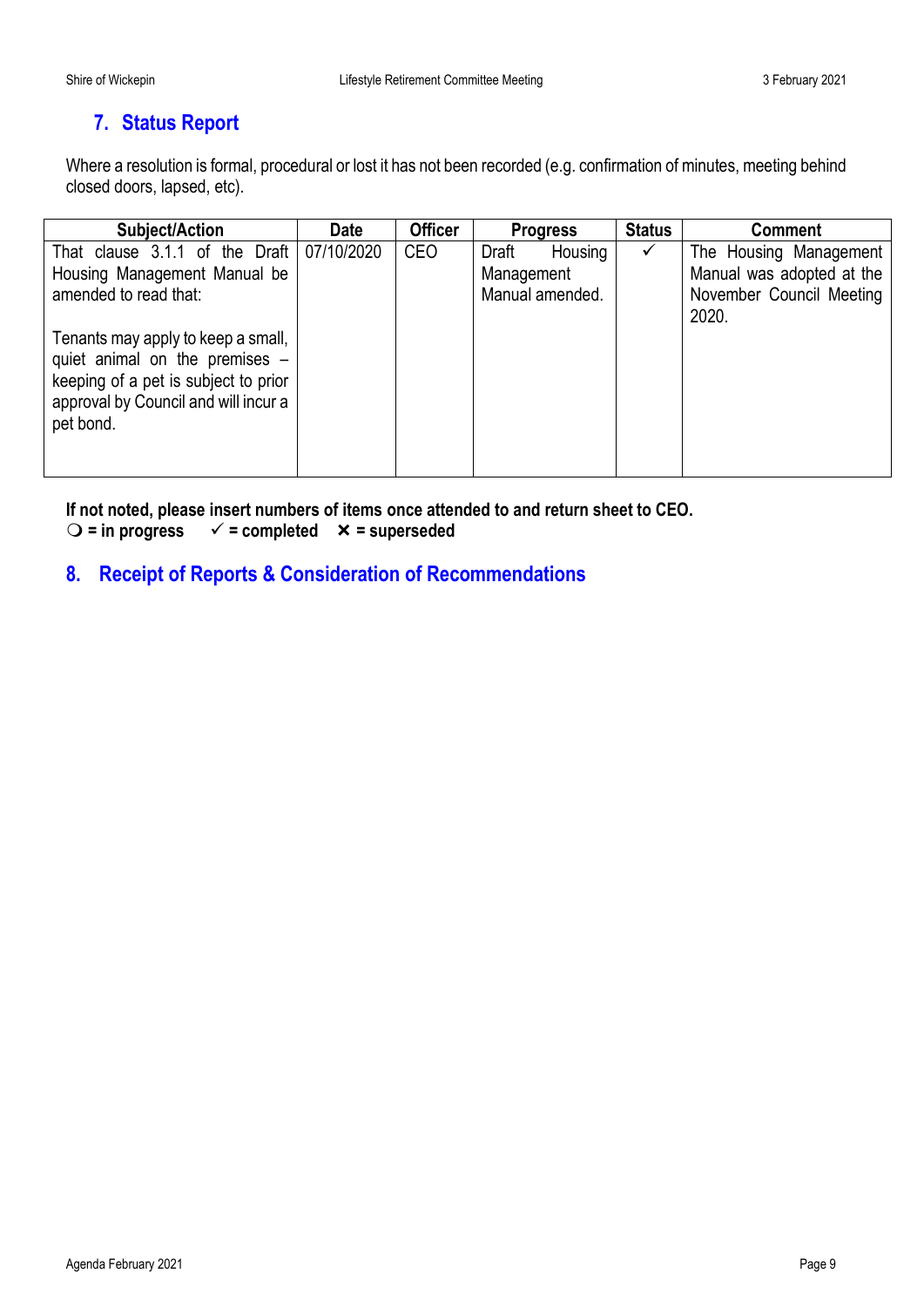## 7. Status Report

Where a resolution is formal, procedural or lost it has not been recorded (e.g. confirmation of minutes, meeting behind closed doors, lapsed, etc).

| Subject/Action | Date | Officer | Progress | Status | Comment |
|---|---|---|---|---|---|
| That clause 3.1.1 of the Draft Housing Management Manual be amended to read that:<br><br>Tenants may apply to keep a small, quiet animal on the premises – keeping of a pet is subject to prior approval by Council and will incur a pet bond. | 07/10/2020 | CEO | Draft Housing Management Manual amended. | ✓ | The Housing Management Manual was adopted at the November Council Meeting 2020. |

**If not noted, please insert numbers of items once attended to and return sheet to CEO.**
**❍ = in progress ✓ = completed ✕ = superseded**

## 8. Receipt of Reports & Consideration of Recommendations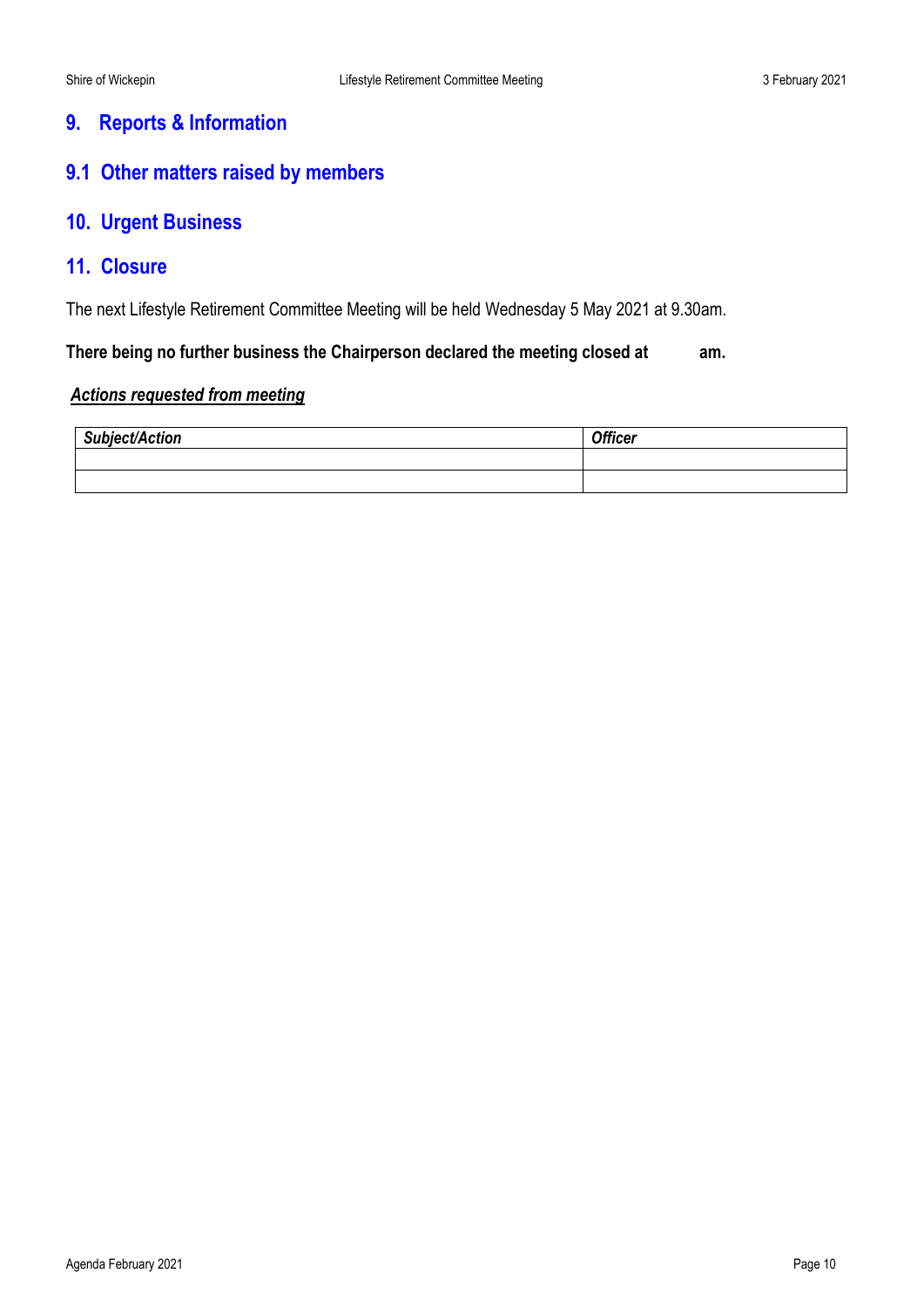## 9. Reports & Information

## 9.1 Other matters raised by members

## 10. Urgent Business

## 11. Closure

The next Lifestyle Retirement Committee Meeting will be held Wednesday 5 May 2021 at 9.30am.

**There being no further business the Chairperson declared the meeting closed at am.**

***Actions requested from meeting***

| *Subject/Action* | *Officer* |
|---|---|
| | |
| | |